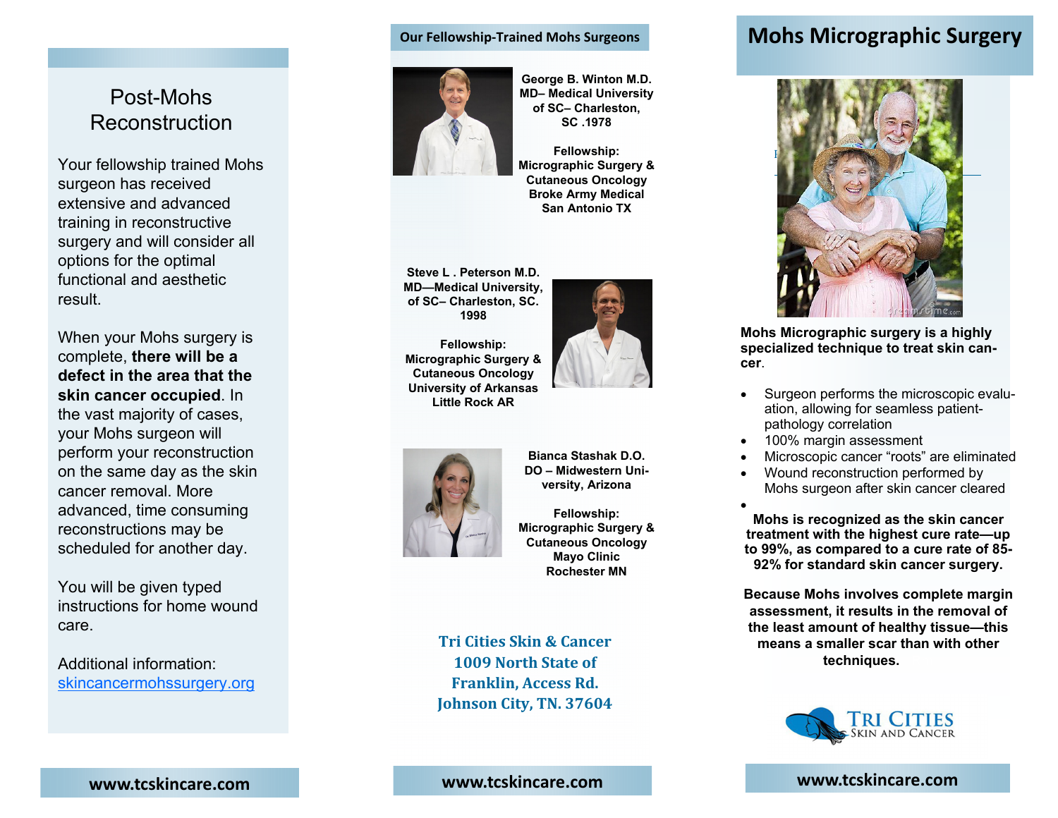## Post-Mohs Reconstruction

Your fellowship trained Mohs surgeon has received extensive and advanced training in reconstructive surgery and will consider all options for the optimal functional and aesthetic result.

When your Mohs surgery is complete, **there will be a defect in the area that the skin cancer occupied**. In the vast majority of cases, your Mohs surgeon will perform your reconstruction on the same day as the skin cancer removal. More advanced, time consuming reconstructions may be scheduled for another day.

You will be given typed instructions for home wound care.

Additional information: [skincancermohssurgery.org](skincancermohssurgery.org)

**www.tcskincare.com**

## Our Fellowship-Trained Mohs Surgeons

**George B. Winton M.D.**
**MD– Medical University of SC– Charleston, SC .1978**

**Fellowship:**
**Micrographic Surgery & Cutaneous Oncology**
**Broke Army Medical**
**San Antonio TX**

**Steve L . Peterson M.D.**
**MD—Medical University, of SC– Charleston, SC. 1998**

**Fellowship:**
**Micrographic Surgery & Cutaneous Oncology**
**University of Arkansas**
**Little Rock AR**

**Bianca Stashak D.O.**
**DO – Midwestern University, Arizona**

**Fellowship:**
**Micrographic Surgery & Cutaneous Oncology**
**Mayo Clinic**
**Rochester MN**

**Tri Cities Skin & Cancer**
**1009 North State of Franklin, Access Rd.**
**Johnson City, TN. 37604**

**www.tcskincare.com**

## Mohs Micrographic Surgery

**Mohs Micrographic surgery is a highly specialized technique to treat skin cancer.**

- Surgeon performs the microscopic evaluation, allowing for seamless patient-pathology correlation
- 100% margin assessment
- Microscopic cancer "roots" are eliminated
- Wound reconstruction performed by Mohs surgeon after skin cancer cleared

**Mohs is recognized as the skin cancer treatment with the highest cure rate—up to 99%, as compared to a cure rate of 85-92% for standard skin cancer surgery.**

**Because Mohs involves complete margin assessment, it results in the removal of the least amount of healthy tissue—this means a smaller scar than with other techniques.**

TRI CITIES SKIN AND CANCER

**www.tcskincare.com**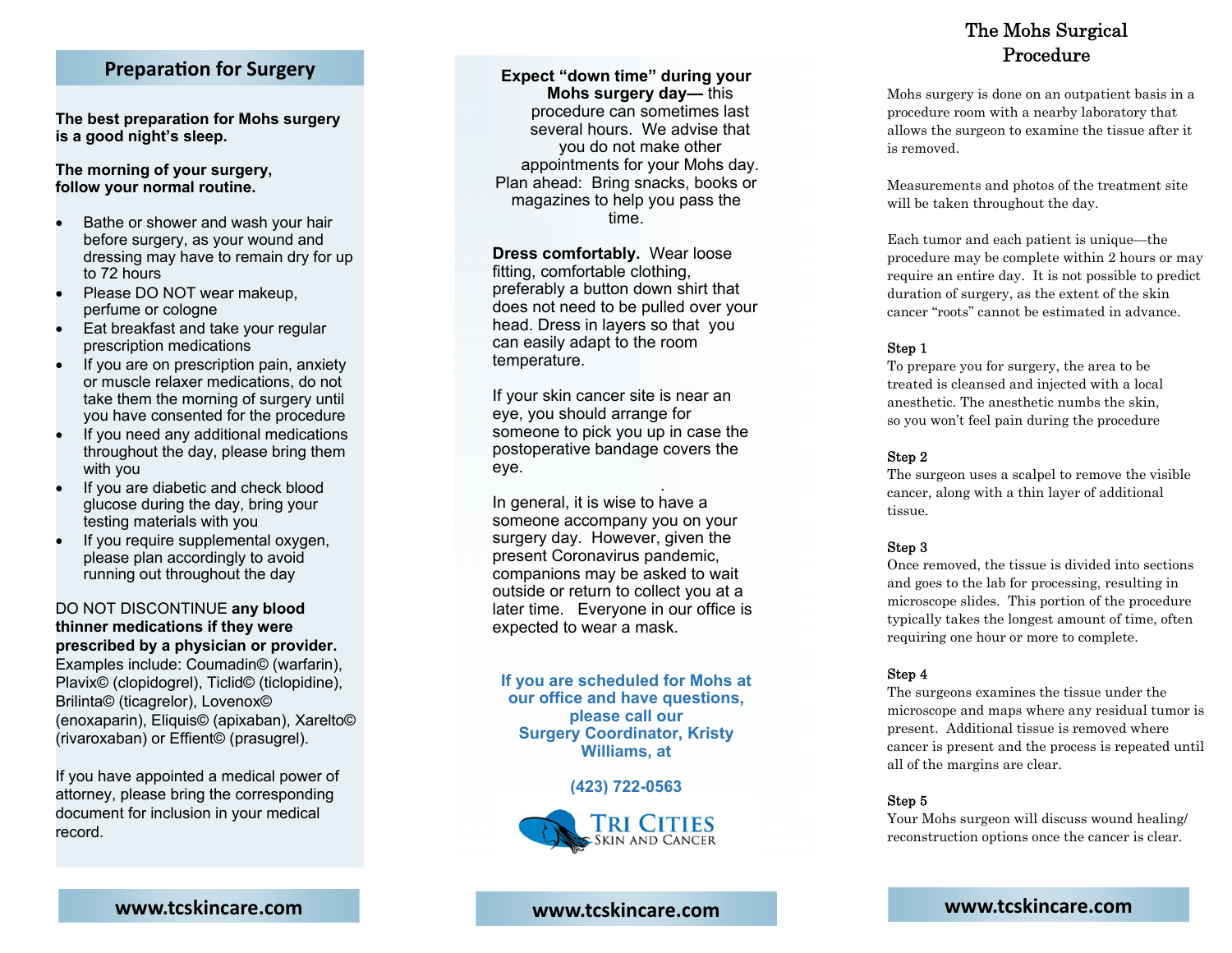## Preparation for Surgery

**The best preparation for Mohs surgery is a good night's sleep.**

**The morning of your surgery, follow your normal routine.**

- Bathe or shower and wash your hair before surgery, as your wound and dressing may have to remain dry for up to 72 hours
- Please DO NOT wear makeup, perfume or cologne
- Eat breakfast and take your regular prescription medications
- If you are on prescription pain, anxiety or muscle relaxer medications, do not take them the morning of surgery until you have consented for the procedure
- If you need any additional medications throughout the day, please bring them with you
- If you are diabetic and check blood glucose during the day, bring your testing materials with you
- If you require supplemental oxygen, please plan accordingly to avoid running out throughout the day

DO NOT DISCONTINUE **any blood thinner medications if they were prescribed by a physician or provider.** Examples include: Coumadin© (warfarin), Plavix© (clopidogrel), Ticlid© (ticlopidine), Brilinta© (ticagrelor), Lovenox© (enoxaparin), Eliquis© (apixaban), Xarelto© (rivaroxaban) or Effient© (prasugrel).

If you have appointed a medical power of attorney, please bring the corresponding document for inclusion in your medical record.

www.tcskincare.com

**Expect "down time" during your Mohs surgery day—** this procedure can sometimes last several hours. We advise that you do not make other appointments for your Mohs day. Plan ahead: Bring snacks, books or magazines to help you pass the time.

**Dress comfortably.** Wear loose fitting, comfortable clothing, preferably a button down shirt that does not need to be pulled over your head. Dress in layers so that you can easily adapt to the room temperature.

If your skin cancer site is near an eye, you should arrange for someone to pick you up in case the postoperative bandage covers the eye.

In general, it is wise to have a someone accompany you on your surgery day. However, given the present Coronavirus pandemic, companions may be asked to wait outside or return to collect you at a later time. Everyone in our office is expected to wear a mask.

**If you are scheduled for Mohs at our office and have questions, please call our Surgery Coordinator, Kristy Williams, at**

**(423) 722-0563**

TRI CITIES SKIN AND CANCER

www.tcskincare.com

## The Mohs Surgical Procedure

Mohs surgery is done on an outpatient basis in a procedure room with a nearby laboratory that allows the surgeon to examine the tissue after it is removed.

Measurements and photos of the treatment site will be taken throughout the day.

Each tumor and each patient is unique—the procedure may be complete within 2 hours or may require an entire day. It is not possible to predict duration of surgery, as the extent of the skin cancer "roots" cannot be estimated in advance.

**Step 1**
To prepare you for surgery, the area to be treated is cleansed and injected with a local anesthetic. The anesthetic numbs the skin, so you won't feel pain during the procedure

**Step 2**
The surgeon uses a scalpel to remove the visible cancer, along with a thin layer of additional tissue.

**Step 3**
Once removed, the tissue is divided into sections and goes to the lab for processing, resulting in microscope slides. This portion of the procedure typically takes the longest amount of time, often requiring one hour or more to complete.

**Step 4**
The surgeons examines the tissue under the microscope and maps where any residual tumor is present. Additional tissue is removed where cancer is present and the process is repeated until all of the margins are clear.

**Step 5**
Your Mohs surgeon will discuss wound healing/ reconstruction options once the cancer is clear.

www.tcskincare.com